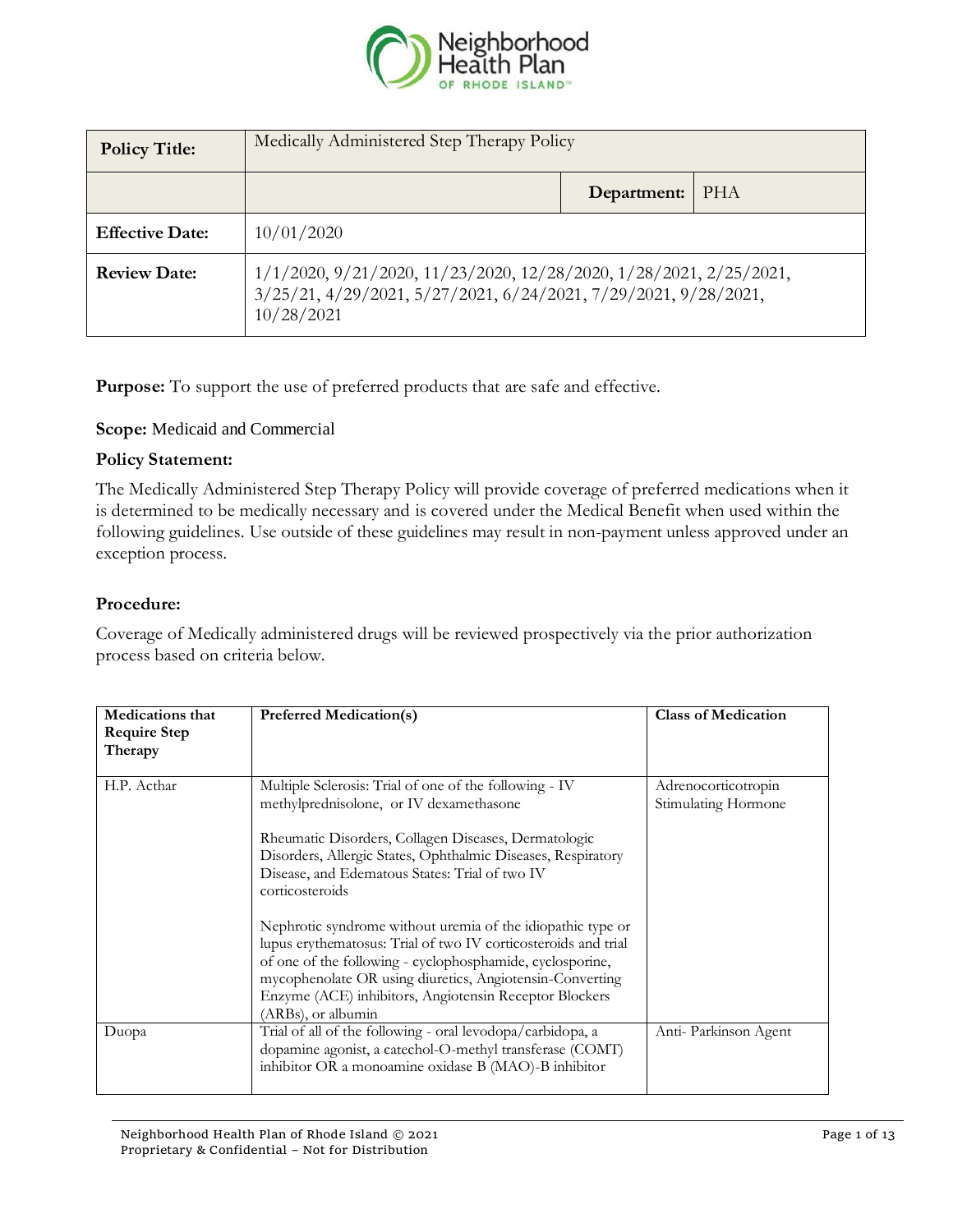| **Policy Title:** | Medically Administered Step Therapy Policy | | |
|---|---|---|---|
| | | **Department:** | PHA |
| **Effective Date:** | 10/01/2020 | | |
| **Review Date:** | 1/1/2020, 9/21/2020, 11/23/2020, 12/28/2020, 1/28/2021, 2/25/2021, 3/25/21, 4/29/2021, 5/27/2021, 6/24/2021, 7/29/2021, 9/28/2021, 10/28/2021 | | |

**Purpose:** To support the use of preferred products that are safe and effective.

**Scope:** Medicaid and Commercial

**Policy Statement:**

The Medically Administered Step Therapy Policy will provide coverage of preferred medications when it is determined to be medically necessary and is covered under the Medical Benefit when used within the following guidelines. Use outside of these guidelines may result in non-payment unless approved under an exception process.

**Procedure:**

Coverage of Medically administered drugs will be reviewed prospectively via the prior authorization process based on criteria below.

| Medications that Require Step Therapy | Preferred Medication(s) | Class of Medication |
|---|---|---|
| H.P. Acthar | Multiple Sclerosis: Trial of one of the following - IV methylprednisolone, or IV dexamethasone<br><br>Rheumatic Disorders, Collagen Diseases, Dermatologic Disorders, Allergic States, Ophthalmic Diseases, Respiratory Disease, and Edematous States: Trial of two IV corticosteroids<br><br>Nephrotic syndrome without uremia of the idiopathic type or lupus erythematosus: Trial of two IV corticosteroids and trial of one of the following - cyclophosphamide, cyclosporine, mycophenolate OR using diuretics, Angiotensin-Converting Enzyme (ACE) inhibitors, Angiotensin Receptor Blockers (ARBs), or albumin | Adrenocorticotropin Stimulating Hormone |
| Duopa | Trial of all of the following - oral levodopa/carbidopa, a dopamine agonist, a catechol-O-methyl transferase (COMT) inhibitor OR a monoamine oxidase B (MAO)-B inhibitor | Anti- Parkinson Agent |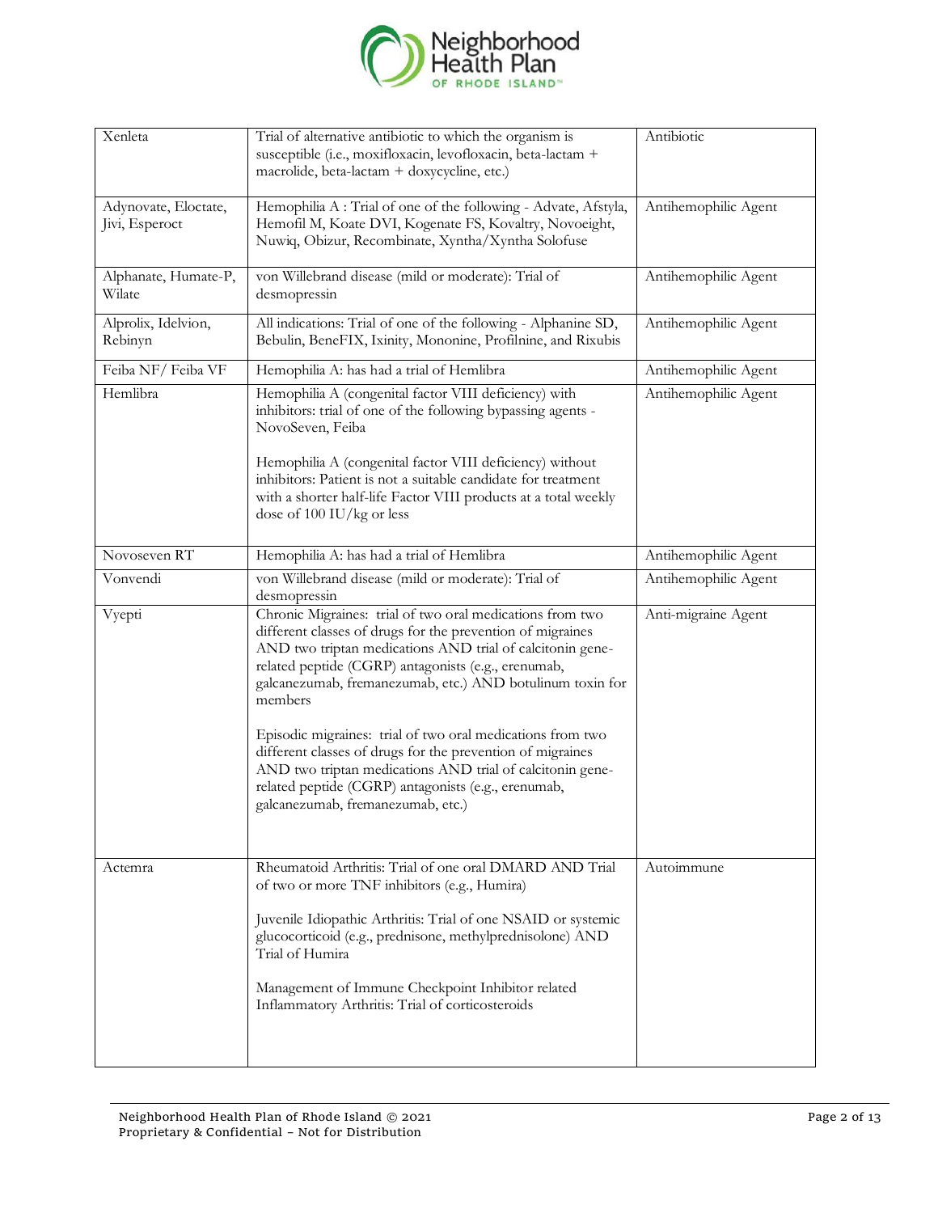| Xenleta | Trial of alternative antibiotic to which the organism is susceptible (i.e., moxifloxacin, levofloxacin, beta-lactam + macrolide, beta-lactam + doxycycline, etc.) | Antibiotic |
|---|---|---|
| Adynovate, Eloctate, Jivi, Esperoct | Hemophilia A : Trial of one of the following - Advate, Afstyla, Hemofil M, Koate DVI, Kogenate FS, Kovaltry, Novoeight, Nuwiq, Obizur, Recombinate, Xyntha/Xyntha Solofuse | Antihemophilic Agent |
| Alphanate, Humate-P, Wilate | von Willebrand disease (mild or moderate): Trial of desmopressin | Antihemophilic Agent |
| Alprolix, Idelvion, Rebinyn | All indications: Trial of one of the following - Alphanine SD, Bebulin, BeneFIX, Ixinity, Mononine, Profilnine, and Rixubis | Antihemophilic Agent |
| Feiba NF/ Feiba VF | Hemophilia A: has had a trial of Hemlibra | Antihemophilic Agent |
| Hemlibra | Hemophilia A (congenital factor VIII deficiency) with inhibitors: trial of one of the following bypassing agents - NovoSeven, Feiba<br><br>Hemophilia A (congenital factor VIII deficiency) without inhibitors: Patient is not a suitable candidate for treatment with a shorter half-life Factor VIII products at a total weekly dose of 100 IU/kg or less | Antihemophilic Agent |
| Novoseven RT | Hemophilia A: has had a trial of Hemlibra | Antihemophilic Agent |
| Vonvendi | von Willebrand disease (mild or moderate): Trial of desmopressin | Antihemophilic Agent |
| Vyepti | Chronic Migraines: trial of two oral medications from two different classes of drugs for the prevention of migraines AND two triptan medications AND trial of calcitonin gene-related peptide (CGRP) antagonists (e.g., erenumab, galcanezumab, fremanezumab, etc.) AND botulinum toxin for members<br><br>Episodic migraines: trial of two oral medications from two different classes of drugs for the prevention of migraines AND two triptan medications AND trial of calcitonin gene-related peptide (CGRP) antagonists (e.g., erenumab, galcanezumab, fremanezumab, etc.) | Anti-migraine Agent |
| Actemra | Rheumatoid Arthritis: Trial of one oral DMARD AND Trial of two or more TNF inhibitors (e.g., Humira)<br><br>Juvenile Idiopathic Arthritis: Trial of one NSAID or systemic glucocorticoid (e.g., prednisone, methylprednisolone) AND Trial of Humira<br><br>Management of Immune Checkpoint Inhibitor related Inflammatory Arthritis: Trial of corticosteroids | Autoimmune |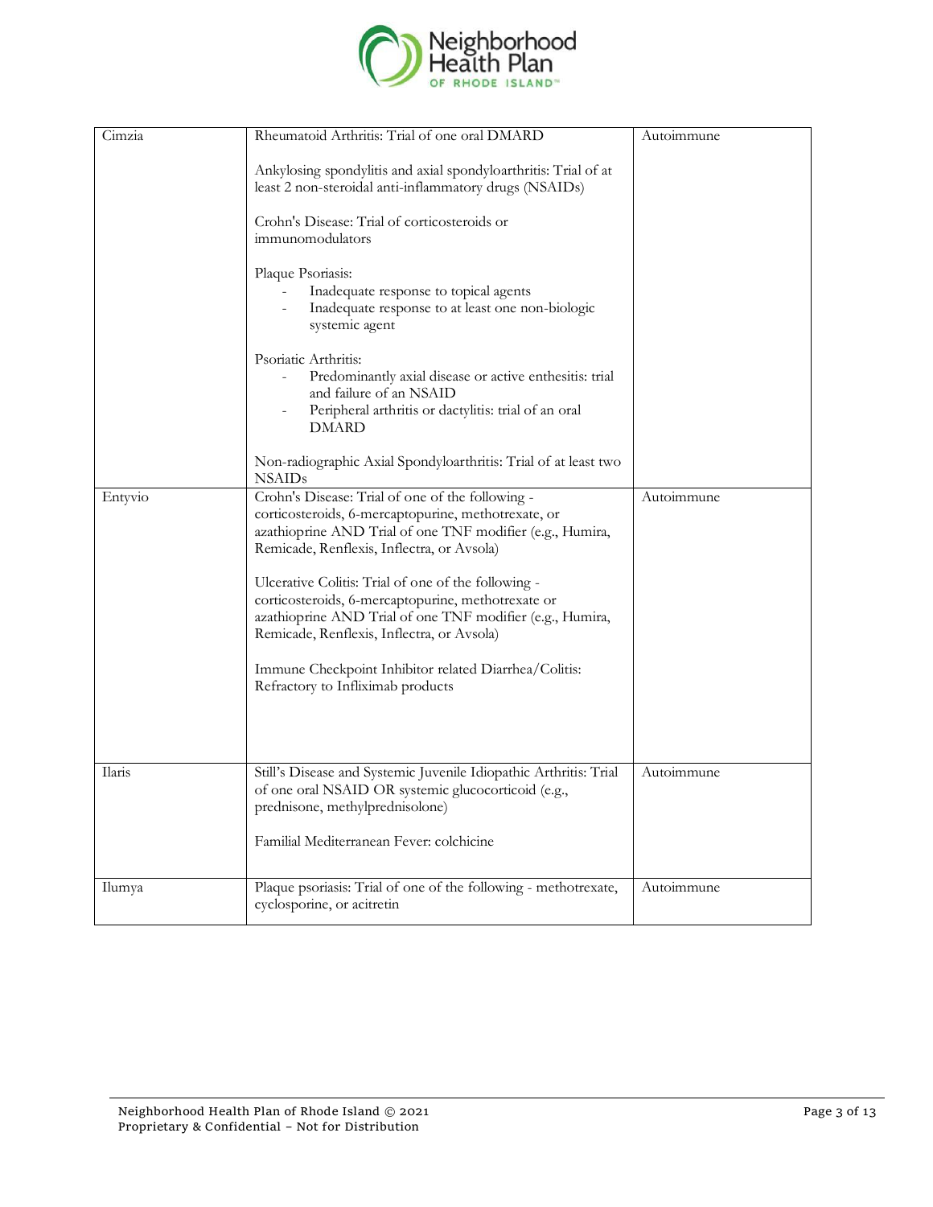| | | |
|---|---|---|
| Cimzia | Rheumatoid Arthritis: Trial of one oral DMARD<br><br>Ankylosing spondylitis and axial spondyloarthritis: Trial of at least 2 non-steroidal anti-inflammatory drugs (NSAIDs)<br><br>Crohn's Disease: Trial of corticosteroids or immunomodulators<br><br>Plaque Psoriasis:<br>- Inadequate response to topical agents<br>- Inadequate response to at least one non-biologic systemic agent<br><br>Psoriatic Arthritis:<br>- Predominantly axial disease or active enthesitis: trial and failure of an NSAID<br>- Peripheral arthritis or dactylitis: trial of an oral DMARD<br><br>Non-radiographic Axial Spondyloarthritis: Trial of at least two NSAIDs | Autoimmune |
| Entyvio | Crohn's Disease: Trial of one of the following - corticosteroids, 6-mercaptopurine, methotrexate, or azathioprine AND Trial of one TNF modifier (e.g., Humira, Remicade, Renflexis, Inflectra, or Avsola)<br><br>Ulcerative Colitis: Trial of one of the following - corticosteroids, 6-mercaptopurine, methotrexate or azathioprine AND Trial of one TNF modifier (e.g., Humira, Remicade, Renflexis, Inflectra, or Avsola)<br><br>Immune Checkpoint Inhibitor related Diarrhea/Colitis: Refractory to Infliximab products | Autoimmune |
| Ilaris | Still's Disease and Systemic Juvenile Idiopathic Arthritis: Trial of one oral NSAID OR systemic glucocorticoid (e.g., prednisone, methylprednisolone)<br><br>Familial Mediterranean Fever: colchicine | Autoimmune |
| Ilumya | Plaque psoriasis: Trial of one of the following - methotrexate, cyclosporine, or acitretin | Autoimmune |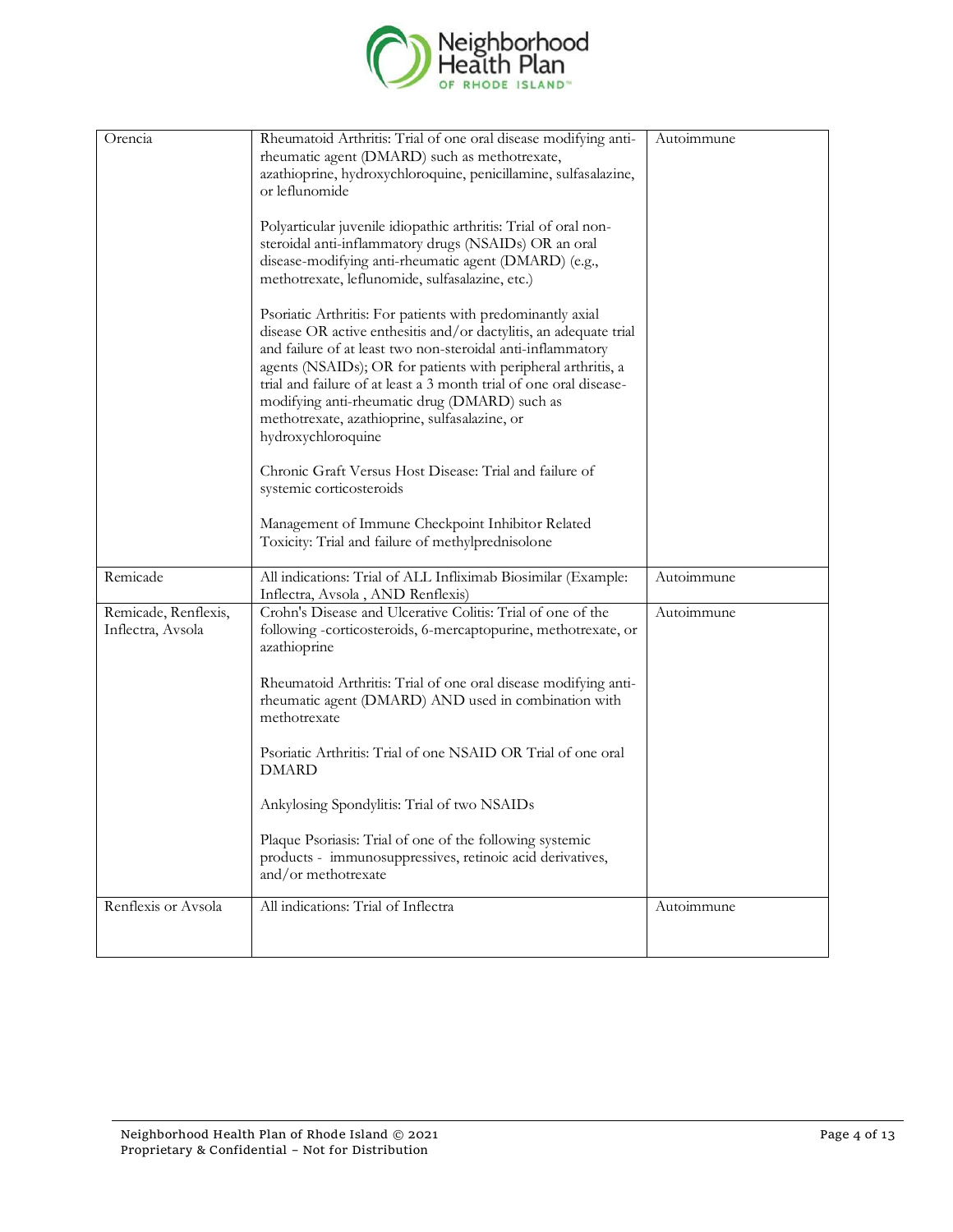| | | |
|---|---|---|
| Orencia | Rheumatoid Arthritis: Trial of one oral disease modifying anti-rheumatic agent (DMARD) such as methotrexate, azathioprine, hydroxychloroquine, penicillamine, sulfasalazine, or leflunomide<br><br>Polyarticular juvenile idiopathic arthritis: Trial of oral non-steroidal anti-inflammatory drugs (NSAIDs) OR an oral disease-modifying anti-rheumatic agent (DMARD) (e.g., methotrexate, leflunomide, sulfasalazine, etc.)<br><br>Psoriatic Arthritis: For patients with predominantly axial disease OR active enthesitis and/or dactylitis, an adequate trial and failure of at least two non-steroidal anti-inflammatory agents (NSAIDs); OR for patients with peripheral arthritis, a trial and failure of at least a 3 month trial of one oral disease-modifying anti-rheumatic drug (DMARD) such as methotrexate, azathioprine, sulfasalazine, or hydroxychloroquine<br><br>Chronic Graft Versus Host Disease: Trial and failure of systemic corticosteroids<br><br>Management of Immune Checkpoint Inhibitor Related Toxicity: Trial and failure of methylprednisolone | Autoimmune |
| Remicade | All indications: Trial of ALL Infliximab Biosimilar (Example: Inflectra, Avsola , AND Renflexis) | Autoimmune |
| Remicade, Renflexis, Inflectra, Avsola | Crohn's Disease and Ulcerative Colitis: Trial of one of the following -corticosteroids, 6-mercaptopurine, methotrexate, or azathioprine<br><br>Rheumatoid Arthritis: Trial of one oral disease modifying anti-rheumatic agent (DMARD) AND used in combination with methotrexate<br><br>Psoriatic Arthritis: Trial of one NSAID OR Trial of one oral DMARD<br><br>Ankylosing Spondylitis: Trial of two NSAIDs<br><br>Plaque Psoriasis: Trial of one of the following systemic products - immunosuppressives, retinoic acid derivatives, and/or methotrexate | Autoimmune |
| Renflexis or Avsola | All indications: Trial of Inflectra | Autoimmune |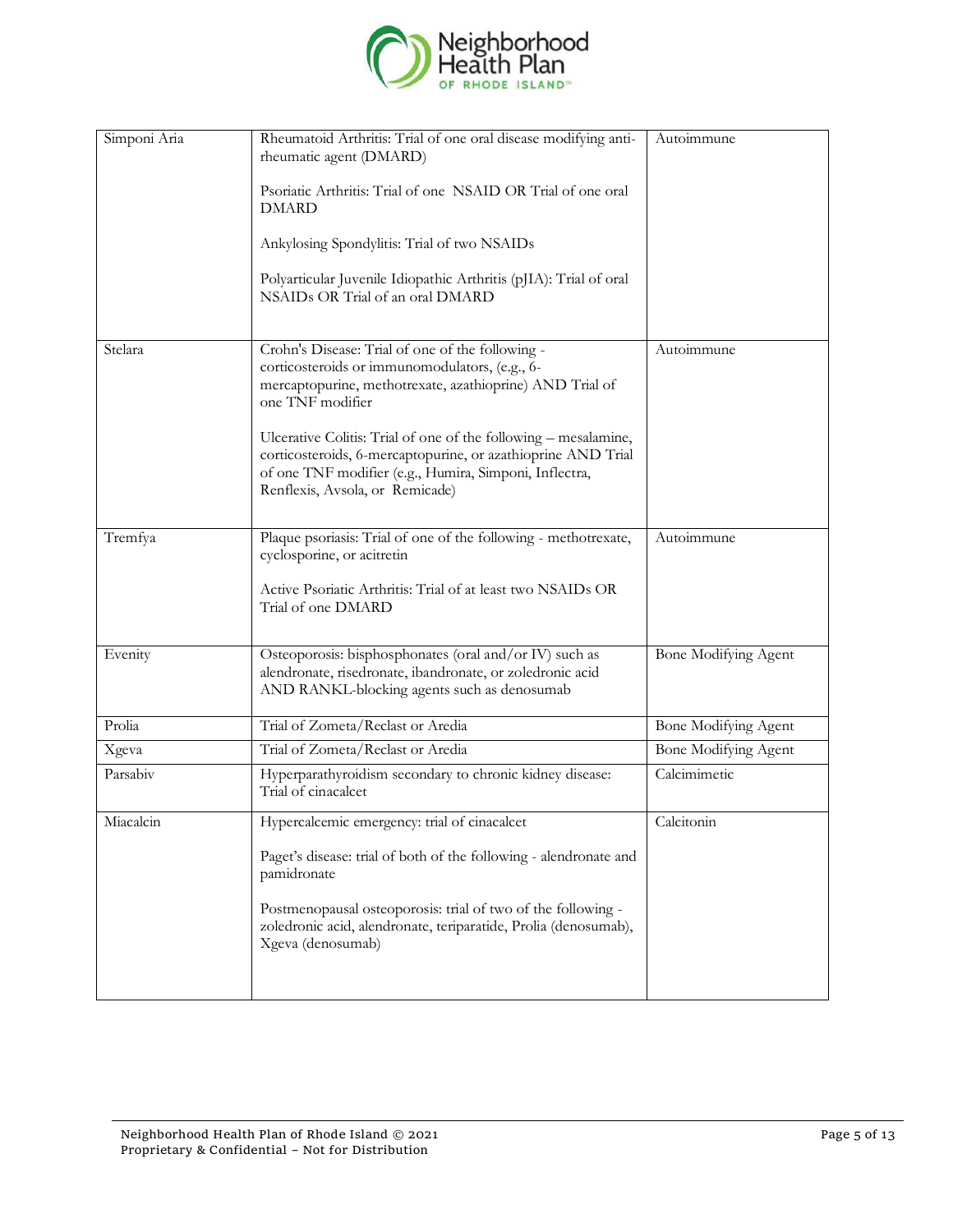| Simponi Aria | Rheumatoid Arthritis: Trial of one oral disease modifying anti-rheumatic agent (DMARD)<br><br>Psoriatic Arthritis: Trial of one NSAID OR Trial of one oral DMARD<br><br>Ankylosing Spondylitis: Trial of two NSAIDs<br><br>Polyarticular Juvenile Idiopathic Arthritis (pJIA): Trial of oral NSAIDs OR Trial of an oral DMARD | Autoimmune |
|---|---|---|
| Stelara | Crohn's Disease: Trial of one of the following - corticosteroids or immunomodulators, (e.g., 6-mercaptopurine, methotrexate, azathioprine) AND Trial of one TNF modifier<br><br>Ulcerative Colitis: Trial of one of the following – mesalamine, corticosteroids, 6-mercaptopurine, or azathioprine AND Trial of one TNF modifier (e.g., Humira, Simponi, Inflectra, Renflexis, Avsola, or Remicade) | Autoimmune |
| Tremfya | Plaque psoriasis: Trial of one of the following - methotrexate, cyclosporine, or acitretin<br><br>Active Psoriatic Arthritis: Trial of at least two NSAIDs OR Trial of one DMARD | Autoimmune |
| Evenity | Osteoporosis: bisphosphonates (oral and/or IV) such as alendronate, risedronate, ibandronate, or zoledronic acid AND RANKL-blocking agents such as denosumab | Bone Modifying Agent |
| Prolia | Trial of Zometa/Reclast or Aredia | Bone Modifying Agent |
| Xgeva | Trial of Zometa/Reclast or Aredia | Bone Modifying Agent |
| Parsabiv | Hyperparathyroidism secondary to chronic kidney disease: Trial of cinacalcet | Calcimimetic |
| Miacalcin | Hypercalcemic emergency: trial of cinacalcet<br><br>Paget's disease: trial of both of the following - alendronate and pamidronate<br><br>Postmenopausal osteoporosis: trial of two of the following - zoledronic acid, alendronate, teriparatide, Prolia (denosumab), Xgeva (denosumab) | Calcitonin |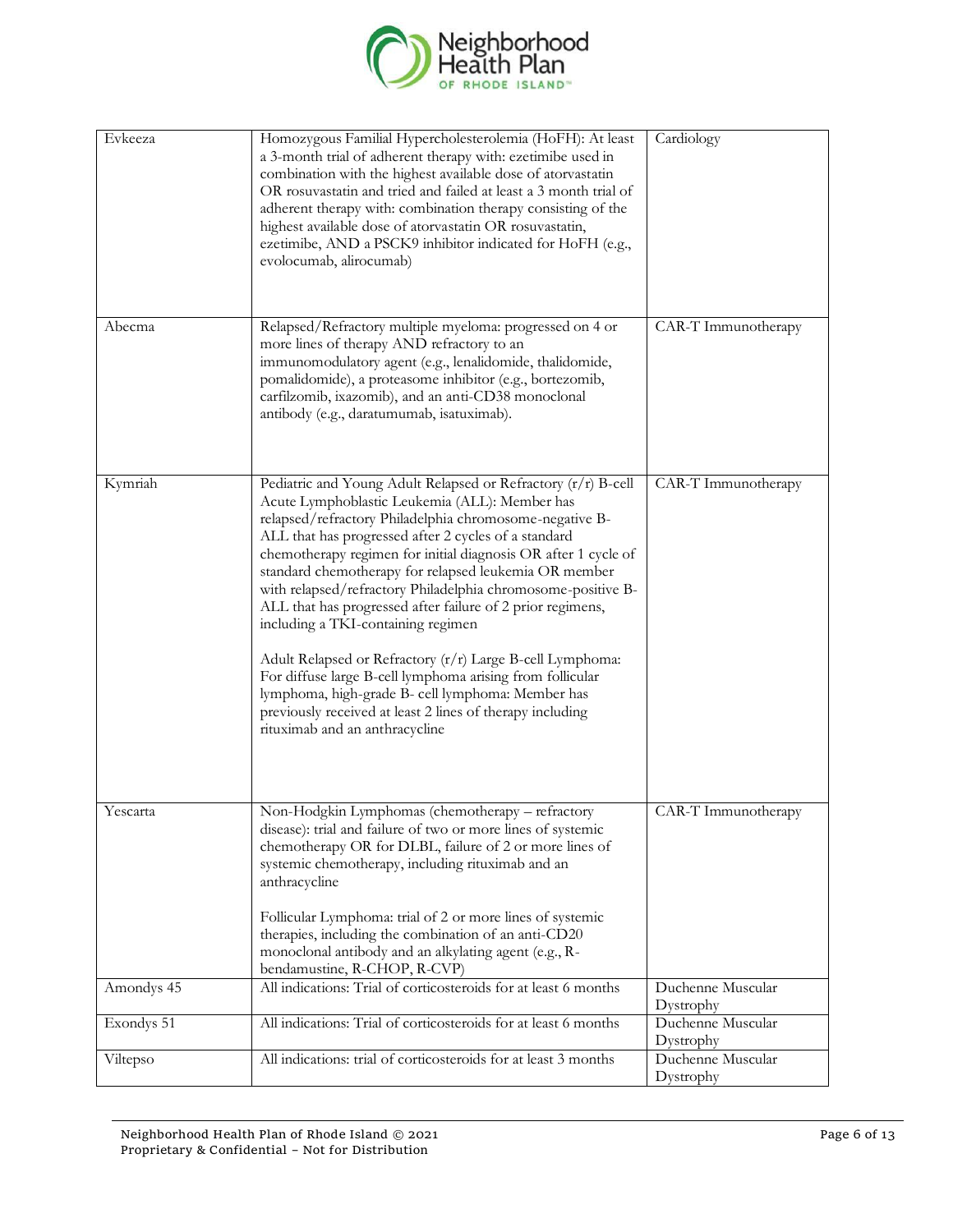| | | |
|---|---|---|
| Evkeeza | Homozygous Familial Hypercholesterolemia (HoFH): At least a 3-month trial of adherent therapy with: ezetimibe used in combination with the highest available dose of atorvastatin OR rosuvastatin and tried and failed at least a 3 month trial of adherent therapy with: combination therapy consisting of the highest available dose of atorvastatin OR rosuvastatin, ezetimibe, AND a PSCK9 inhibitor indicated for HoFH (e.g., evolocumab, alirocumab) | Cardiology |
| Abecma | Relapsed/Refractory multiple myeloma: progressed on 4 or more lines of therapy AND refractory to an immunomodulatory agent (e.g., lenalidomide, thalidomide, pomalidomide), a proteasome inhibitor (e.g., bortezomib, carfilzomib, ixazomib), and an anti-CD38 monoclonal antibody (e.g., daratumumab, isatuximab). | CAR-T Immunotherapy |
| Kymriah | Pediatric and Young Adult Relapsed or Refractory (r/r) B-cell Acute Lymphoblastic Leukemia (ALL): Member has relapsed/refractory Philadelphia chromosome-negative B-ALL that has progressed after 2 cycles of a standard chemotherapy regimen for initial diagnosis OR after 1 cycle of standard chemotherapy for relapsed leukemia OR member with relapsed/refractory Philadelphia chromosome-positive B-ALL that has progressed after failure of 2 prior regimens, including a TKI-containing regimen<br><br>Adult Relapsed or Refractory (r/r) Large B-cell Lymphoma: For diffuse large B-cell lymphoma arising from follicular lymphoma, high-grade B- cell lymphoma: Member has previously received at least 2 lines of therapy including rituximab and an anthracycline | CAR-T Immunotherapy |
| Yescarta | Non-Hodgkin Lymphomas (chemotherapy – refractory disease): trial and failure of two or more lines of systemic chemotherapy OR for DLBL, failure of 2 or more lines of systemic chemotherapy, including rituximab and an anthracycline<br><br>Follicular Lymphoma: trial of 2 or more lines of systemic therapies, including the combination of an anti-CD20 monoclonal antibody and an alkylating agent (e.g., R-bendamustine, R-CHOP, R-CVP) | CAR-T Immunotherapy |
| Amondys 45 | All indications: Trial of corticosteroids for at least 6 months | Duchenne Muscular Dystrophy |
| Exondys 51 | All indications: Trial of corticosteroids for at least 6 months | Duchenne Muscular Dystrophy |
| Viltepso | All indications: trial of corticosteroids for at least 3 months | Duchenne Muscular Dystrophy |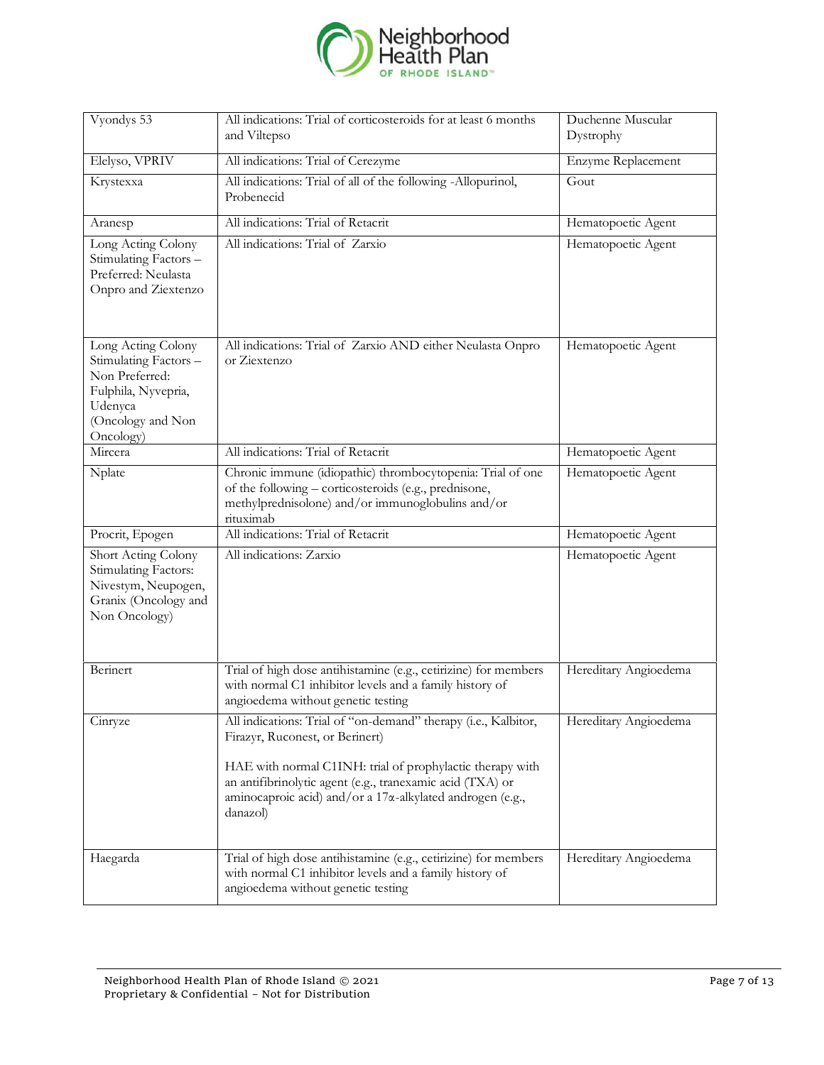| Vyondys 53 | All indications: Trial of corticosteroids for at least 6 months and Viltepso | Duchenne Muscular Dystrophy |
|---|---|---|
| Elelyso, VPRIV | All indications: Trial of Cerezyme | Enzyme Replacement |
| Krystexxa | All indications: Trial of all of the following -Allopurinol, Probenecid | Gout |
| Aranesp | All indications: Trial of Retacrit | Hematopoetic Agent |
| Long Acting Colony Stimulating Factors – Preferred: Neulasta Onpro and Ziextenzo | All indications: Trial of Zarxio | Hematopoetic Agent |
| Long Acting Colony Stimulating Factors – Non Preferred: Fulphila, Nyvepria, Udenyca (Oncology and Non Oncology) | All indications: Trial of Zarxio AND either Neulasta Onpro or Ziextenzo | Hematopoetic Agent |
| Mircera | All indications: Trial of Retacrit | Hematopoetic Agent |
| Nplate | Chronic immune (idiopathic) thrombocytopenia: Trial of one of the following – corticosteroids (e.g., prednisone, methylprednisolone) and/or immunoglobulins and/or rituximab | Hematopoetic Agent |
| Procrit, Epogen | All indications: Trial of Retacrit | Hematopoetic Agent |
| Short Acting Colony Stimulating Factors: Nivestym, Neupogen, Granix (Oncology and Non Oncology) | All indications: Zarxio | Hematopoetic Agent |
| Berinert | Trial of high dose antihistamine (e.g., cetirizine) for members with normal C1 inhibitor levels and a family history of angioedema without genetic testing | Hereditary Angioedema |
| Cinryze | All indications: Trial of "on-demand" therapy (i.e., Kalbitor, Firazyr, Ruconest, or Berinert)<br><br>HAE with normal C1INH: trial of prophylactic therapy with an antifibrinolytic agent (e.g., tranexamic acid (TXA) or aminocaproic acid) and/or a 17α-alkylated androgen (e.g., danazol) | Hereditary Angioedema |
| Haegarda | Trial of high dose antihistamine (e.g., cetirizine) for members with normal C1 inhibitor levels and a family history of angioedema without genetic testing | Hereditary Angioedema |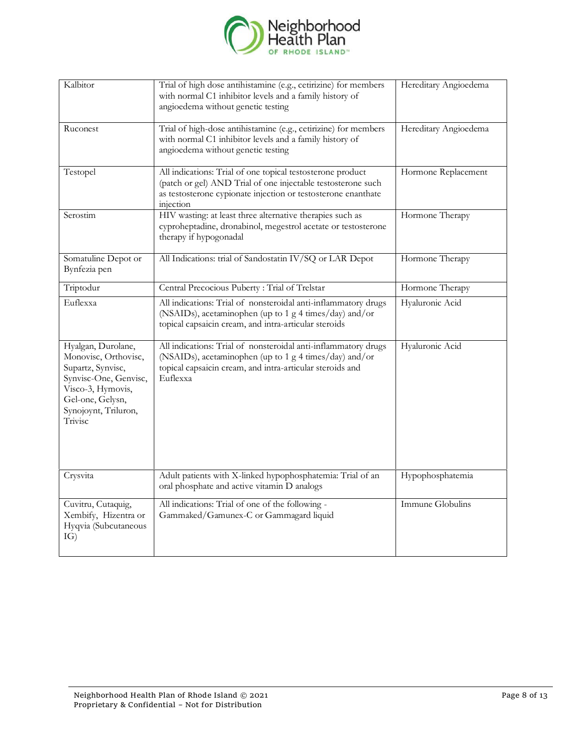| Kalbitor | Trial of high dose antihistamine (e.g., cetirizine) for members with normal C1 inhibitor levels and a family history of angioedema without genetic testing | Hereditary Angioedema |
|---|---|---|
| Ruconest | Trial of high-dose antihistamine (e.g., cetirizine) for members with normal C1 inhibitor levels and a family history of angioedema without genetic testing | Hereditary Angioedema |
| Testopel | All indications: Trial of one topical testosterone product (patch or gel) AND Trial of one injectable testosterone such as testosterone cypionate injection or testosterone enanthate injection | Hormone Replacement |
| Serostim | HIV wasting: at least three alternative therapies such as cyproheptadine, dronabinol, megestrol acetate or testosterone therapy if hypogonadal | Hormone Therapy |
| Somatuline Depot or Bynfezia pen | All Indications: trial of Sandostatin IV/SQ or LAR Depot | Hormone Therapy |
| Triptodur | Central Precocious Puberty : Trial of Trelstar | Hormone Therapy |
| Euflexxa | All indications: Trial of nonsteroidal anti-inflammatory drugs (NSAIDs), acetaminophen (up to 1 g 4 times/day) and/or topical capsaicin cream, and intra-articular steroids | Hyaluronic Acid |
| Hyalgan, Durolane, Monovisc, Orthovisc, Supartz, Synvisc, Synvisc-One, Genvisc, Visco-3, Hymovis, Gel-one, Gelysn, Synojoynt, Triluron, Trivisc | All indications: Trial of nonsteroidal anti-inflammatory drugs (NSAIDs), acetaminophen (up to 1 g 4 times/day) and/or topical capsaicin cream, and intra-articular steroids and Euflexxa | Hyaluronic Acid |
| Crysvita | Adult patients with X-linked hypophosphatemia: Trial of an oral phosphate and active vitamin D analogs | Hypophosphatemia |
| Cuvitru, Cutaquig, Xembify, Hizentra or Hyqvia (Subcutaneous IG) | All indications: Trial of one of the following - Gammaked/Gamunex-C or Gammagard liquid | Immune Globulins |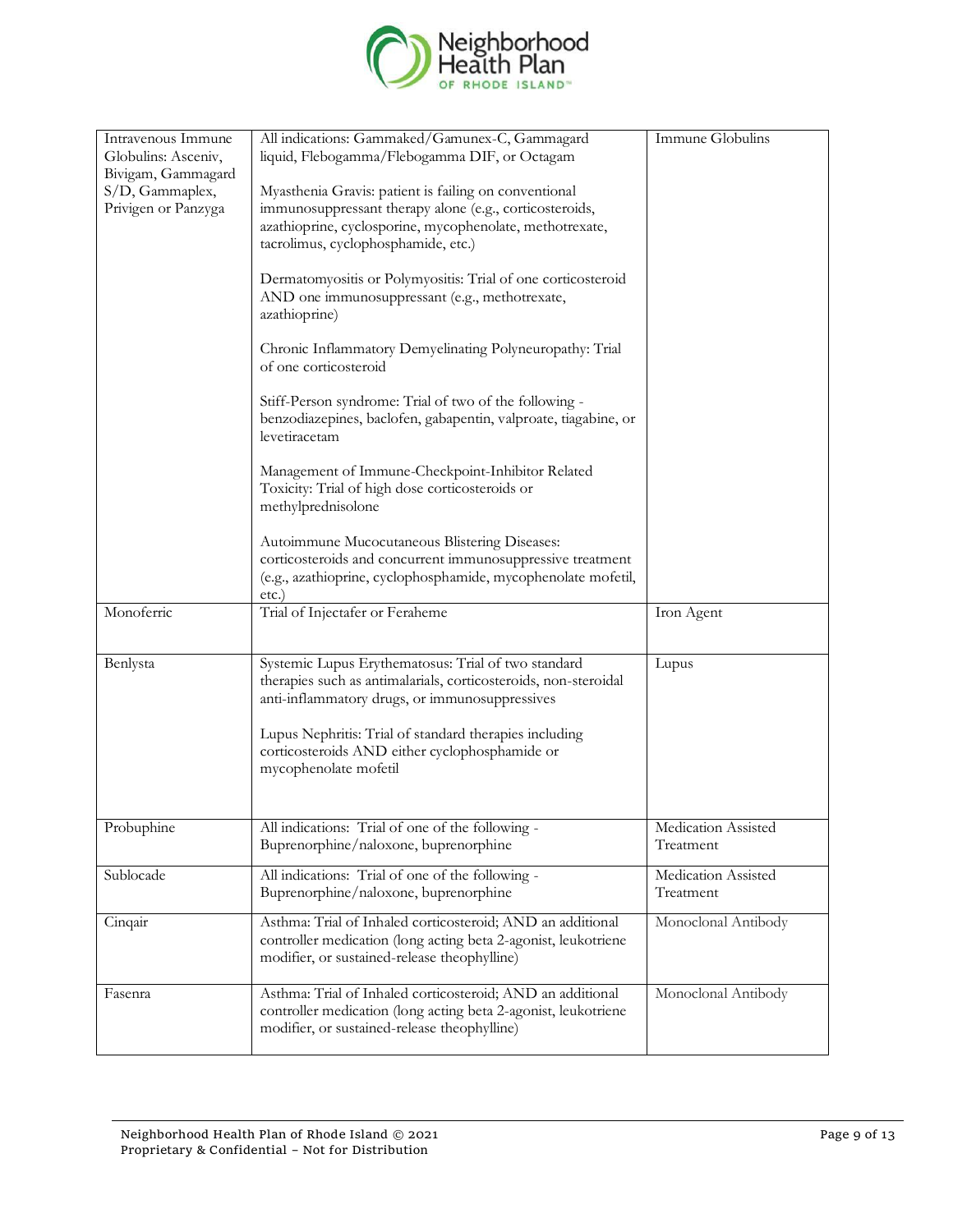| Intravenous Immune Globulins: Asceniv, Bivigam, Gammagard S/D, Gammaplex, Privigen or Panzyga | All indications: Gammaked/Gamunex-C, Gammagard liquid, Flebogamma/Flebogamma DIF, or Octagam<br><br>Myasthenia Gravis: patient is failing on conventional immunosuppressant therapy alone (e.g., corticosteroids, azathioprine, cyclosporine, mycophenolate, methotrexate, tacrolimus, cyclophosphamide, etc.)<br><br>Dermatomyositis or Polymyositis: Trial of one corticosteroid AND one immunosuppressant (e.g., methotrexate, azathioprine)<br><br>Chronic Inflammatory Demyelinating Polyneuropathy: Trial of one corticosteroid<br><br>Stiff-Person syndrome: Trial of two of the following - benzodiazepines, baclofen, gabapentin, valproate, tiagabine, or levetiracetam<br><br>Management of Immune-Checkpoint-Inhibitor Related Toxicity: Trial of high dose corticosteroids or methylprednisolone<br><br>Autoimmune Mucocutaneous Blistering Diseases: corticosteroids and concurrent immunosuppressive treatment (e.g., azathioprine, cyclophosphamide, mycophenolate mofetil, etc.) | Immune Globulins |
|---|---|---|
| Monoferric | Trial of Injectafer or Feraheme | Iron Agent |
| Benlysta | Systemic Lupus Erythematosus: Trial of two standard therapies such as antimalarials, corticosteroids, non-steroidal anti-inflammatory drugs, or immunosuppressives<br><br>Lupus Nephritis: Trial of standard therapies including corticosteroids AND either cyclophosphamide or mycophenolate mofetil | Lupus |
| Probuphine | All indications: Trial of one of the following - Buprenorphine/naloxone, buprenorphine | Medication Assisted Treatment |
| Sublocade | All indications: Trial of one of the following - Buprenorphine/naloxone, buprenorphine | Medication Assisted Treatment |
| Cinqair | Asthma: Trial of Inhaled corticosteroid; AND an additional controller medication (long acting beta 2-agonist, leukotriene modifier, or sustained-release theophylline) | Monoclonal Antibody |
| Fasenra | Asthma: Trial of Inhaled corticosteroid; AND an additional controller medication (long acting beta 2-agonist, leukotriene modifier, or sustained-release theophylline) | Monoclonal Antibody |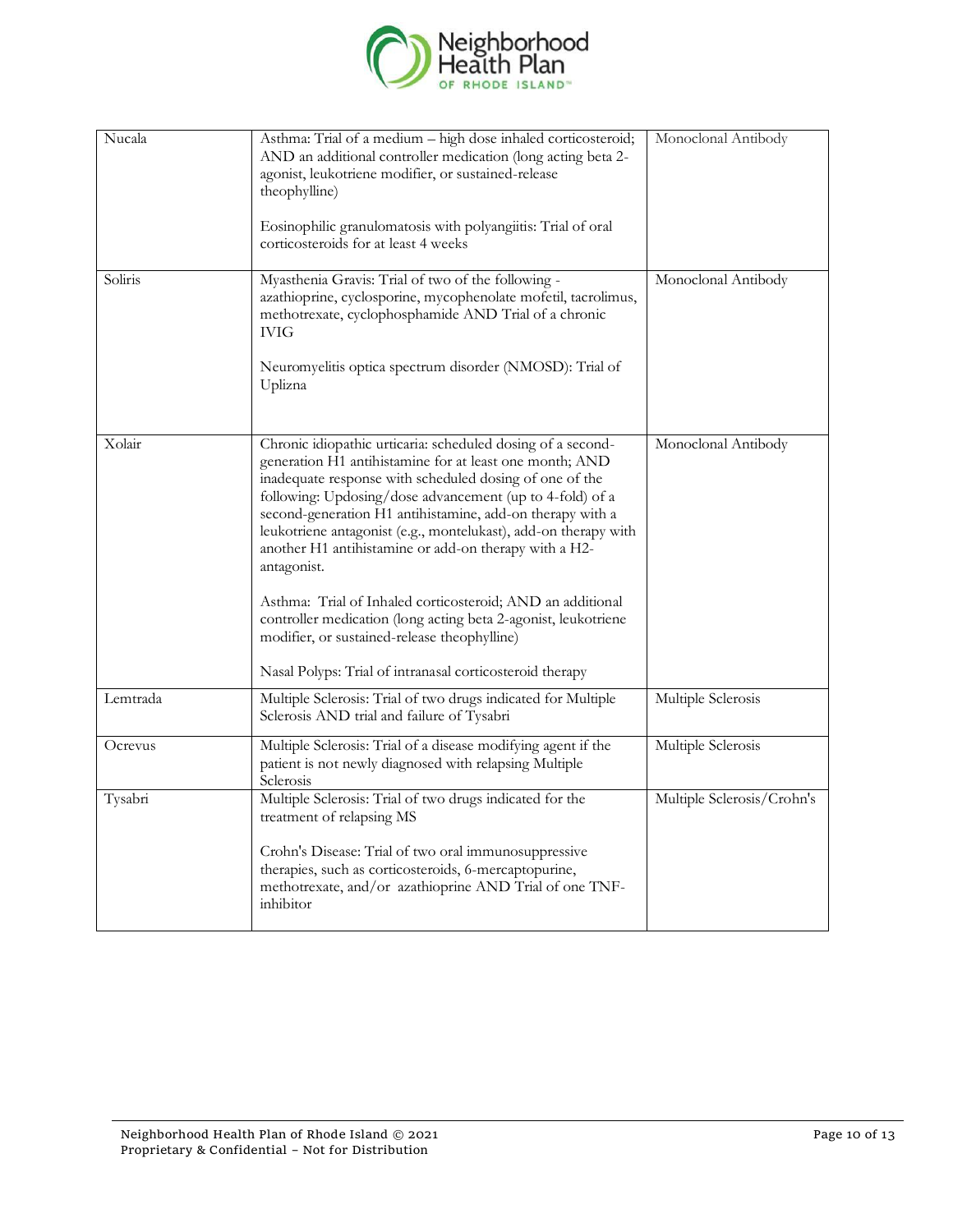| | | |
|---|---|---|
| Nucala | Asthma: Trial of a medium – high dose inhaled corticosteroid; AND an additional controller medication (long acting beta 2-agonist, leukotriene modifier, or sustained-release theophylline)<br><br>Eosinophilic granulomatosis with polyangiitis: Trial of oral corticosteroids for at least 4 weeks | Monoclonal Antibody |
| Soliris | Myasthenia Gravis: Trial of two of the following - azathioprine, cyclosporine, mycophenolate mofetil, tacrolimus, methotrexate, cyclophosphamide AND Trial of a chronic IVIG<br><br>Neuromyelitis optica spectrum disorder (NMOSD): Trial of Uplizna | Monoclonal Antibody |
| Xolair | Chronic idiopathic urticaria: scheduled dosing of a second-generation H1 antihistamine for at least one month; AND inadequate response with scheduled dosing of one of the following: Updosing/dose advancement (up to 4-fold) of a second-generation H1 antihistamine, add-on therapy with a leukotriene antagonist (e.g., montelukast), add-on therapy with another H1 antihistamine or add-on therapy with a H2-antagonist.<br><br>Asthma: Trial of Inhaled corticosteroid; AND an additional controller medication (long acting beta 2-agonist, leukotriene modifier, or sustained-release theophylline)<br><br>Nasal Polyps: Trial of intranasal corticosteroid therapy | Monoclonal Antibody |
| Lemtrada | Multiple Sclerosis: Trial of two drugs indicated for Multiple Sclerosis AND trial and failure of Tysabri | Multiple Sclerosis |
| Ocrevus | Multiple Sclerosis: Trial of a disease modifying agent if the patient is not newly diagnosed with relapsing Multiple Sclerosis | Multiple Sclerosis |
| Tysabri | Multiple Sclerosis: Trial of two drugs indicated for the treatment of relapsing MS<br><br>Crohn's Disease: Trial of two oral immunosuppressive therapies, such as corticosteroids, 6-mercaptopurine, methotrexate, and/or azathioprine AND Trial of one TNF-inhibitor | Multiple Sclerosis/Crohn's |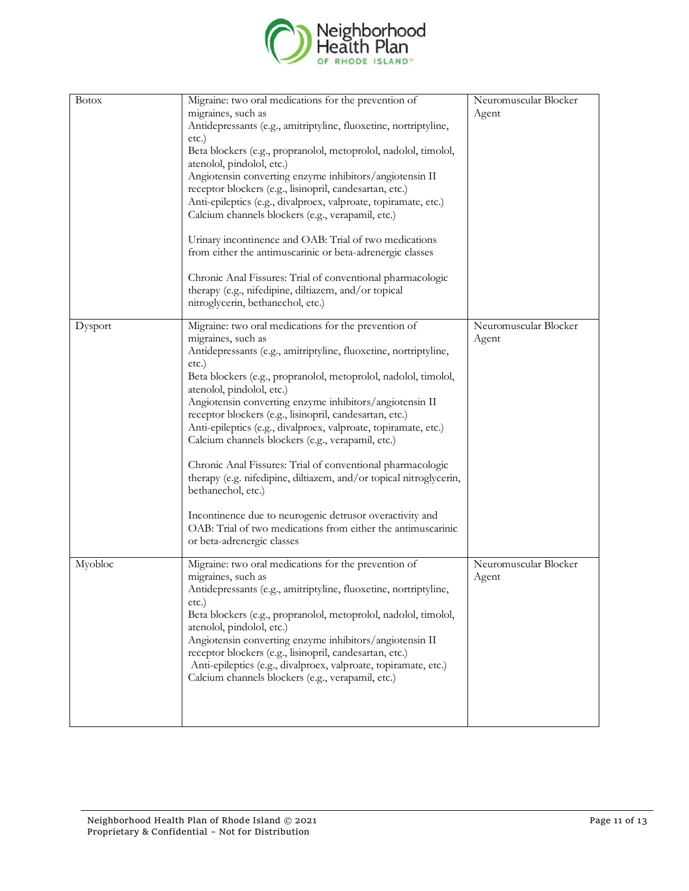| | | |
|---|---|---|
| Botox | Migraine: two oral medications for the prevention of migraines, such as<br>Antidepressants (e.g., amitriptyline, fluoxetine, nortriptyline, etc.)<br>Beta blockers (e.g., propranolol, metoprolol, nadolol, timolol, atenolol, pindolol, etc.)<br>Angiotensin converting enzyme inhibitors/angiotensin II receptor blockers (e.g., lisinopril, candesartan, etc.)<br>Anti-epileptics (e.g., divalproex, valproate, topiramate, etc.)<br>Calcium channels blockers (e.g., verapamil, etc.)<br><br>Urinary incontinence and OAB: Trial of two medications from either the antimuscarinic or beta-adrenergic classes<br><br>Chronic Anal Fissures: Trial of conventional pharmacologic therapy (e.g., nifedipine, diltiazem, and/or topical nitroglycerin, bethanechol, etc.) | Neuromuscular Blocker Agent |
| Dysport | Migraine: two oral medications for the prevention of migraines, such as<br>Antidepressants (e.g., amitriptyline, fluoxetine, nortriptyline, etc.)<br>Beta blockers (e.g., propranolol, metoprolol, nadolol, timolol, atenolol, pindolol, etc.)<br>Angiotensin converting enzyme inhibitors/angiotensin II receptor blockers (e.g., lisinopril, candesartan, etc.)<br>Anti-epileptics (e.g., divalproex, valproate, topiramate, etc.)<br>Calcium channels blockers (e.g., verapamil, etc.)<br><br>Chronic Anal Fissures: Trial of conventional pharmacologic therapy (e.g. nifedipine, diltiazem, and/or topical nitroglycerin, bethanechol, etc.)<br><br>Incontinence due to neurogenic detrusor overactivity and OAB: Trial of two medications from either the antimuscarinic or beta-adrenergic classes | Neuromuscular Blocker Agent |
| Myobloc | Migraine: two oral medications for the prevention of migraines, such as<br>Antidepressants (e.g., amitriptyline, fluoxetine, nortriptyline, etc.)<br>Beta blockers (e.g., propranolol, metoprolol, nadolol, timolol, atenolol, pindolol, etc.)<br>Angiotensin converting enzyme inhibitors/angiotensin II receptor blockers (e.g., lisinopril, candesartan, etc.)<br>Anti-epileptics (e.g., divalproex, valproate, topiramate, etc.)<br>Calcium channels blockers (e.g., verapamil, etc.) | Neuromuscular Blocker Agent |

Neighborhood Health Plan of Rhode Island © 2021
Proprietary & Confidential – Not for Distribution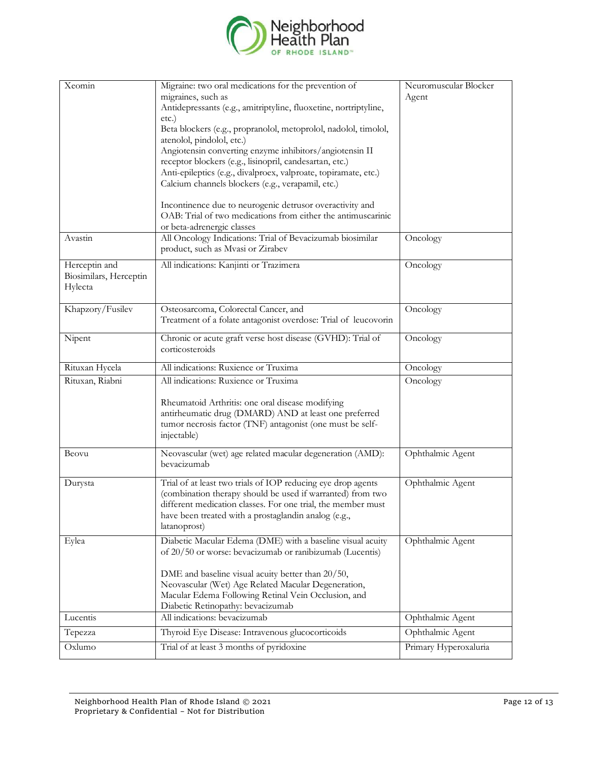| | | |
|---|---|---|
| Xeomin | Migraine: two oral medications for the prevention of migraines, such as<br>Antidepressants (e.g., amitriptyline, fluoxetine, nortriptyline, etc.)<br>Beta blockers (e.g., propranolol, metoprolol, nadolol, timolol, atenolol, pindolol, etc.)<br>Angiotensin converting enzyme inhibitors/angiotensin II receptor blockers (e.g., lisinopril, candesartan, etc.)<br>Anti-epileptics (e.g., divalproex, valproate, topiramate, etc.)<br>Calcium channels blockers (e.g., verapamil, etc.)<br><br>Incontinence due to neurogenic detrusor overactivity and OAB: Trial of two medications from either the antimuscarinic or beta-adrenergic classes | Neuromuscular Blocker Agent |
| Avastin | All Oncology Indications: Trial of Bevacizumab biosimilar product, such as Mvasi or Zirabev | Oncology |
| Herceptin and Biosimilars, Herceptin Hylecta | All indications: Kanjinti or Trazimera | Oncology |
| Khapzory/Fusilev | Osteosarcoma, Colorectal Cancer, and<br>Treatment of a folate antagonist overdose: Trial of leucovorin | Oncology |
| Nipent | Chronic or acute graft verse host disease (GVHD): Trial of corticosteroids | Oncology |
| Rituxan Hycela | All indications: Ruxience or Truxima | Oncology |
| Rituxan, Riabni | All indications: Ruxience or Truxima<br><br>Rheumatoid Arthritis: one oral disease modifying antirheumatic drug (DMARD) AND at least one preferred tumor necrosis factor (TNF) antagonist (one must be self-injectable) | Oncology |
| Beovu | Neovascular (wet) age related macular degeneration (AMD): bevacizumab | Ophthalmic Agent |
| Durysta | Trial of at least two trials of IOP reducing eye drop agents (combination therapy should be used if warranted) from two different medication classes. For one trial, the member must have been treated with a prostaglandin analog (e.g., latanoprost) | Ophthalmic Agent |
| Eylea | Diabetic Macular Edema (DME) with a baseline visual acuity of 20/50 or worse: bevacizumab or ranibizumab (Lucentis)<br><br>DME and baseline visual acuity better than 20/50, Neovascular (Wet) Age Related Macular Degeneration, Macular Edema Following Retinal Vein Occlusion, and Diabetic Retinopathy: bevacizumab | Ophthalmic Agent |
| Lucentis | All indications: bevacizumab | Ophthalmic Agent |
| Tepezza | Thyroid Eye Disease: Intravenous glucocorticoids | Ophthalmic Agent |
| Oxlumo | Trial of at least 3 months of pyridoxine | Primary Hyperoxaluria |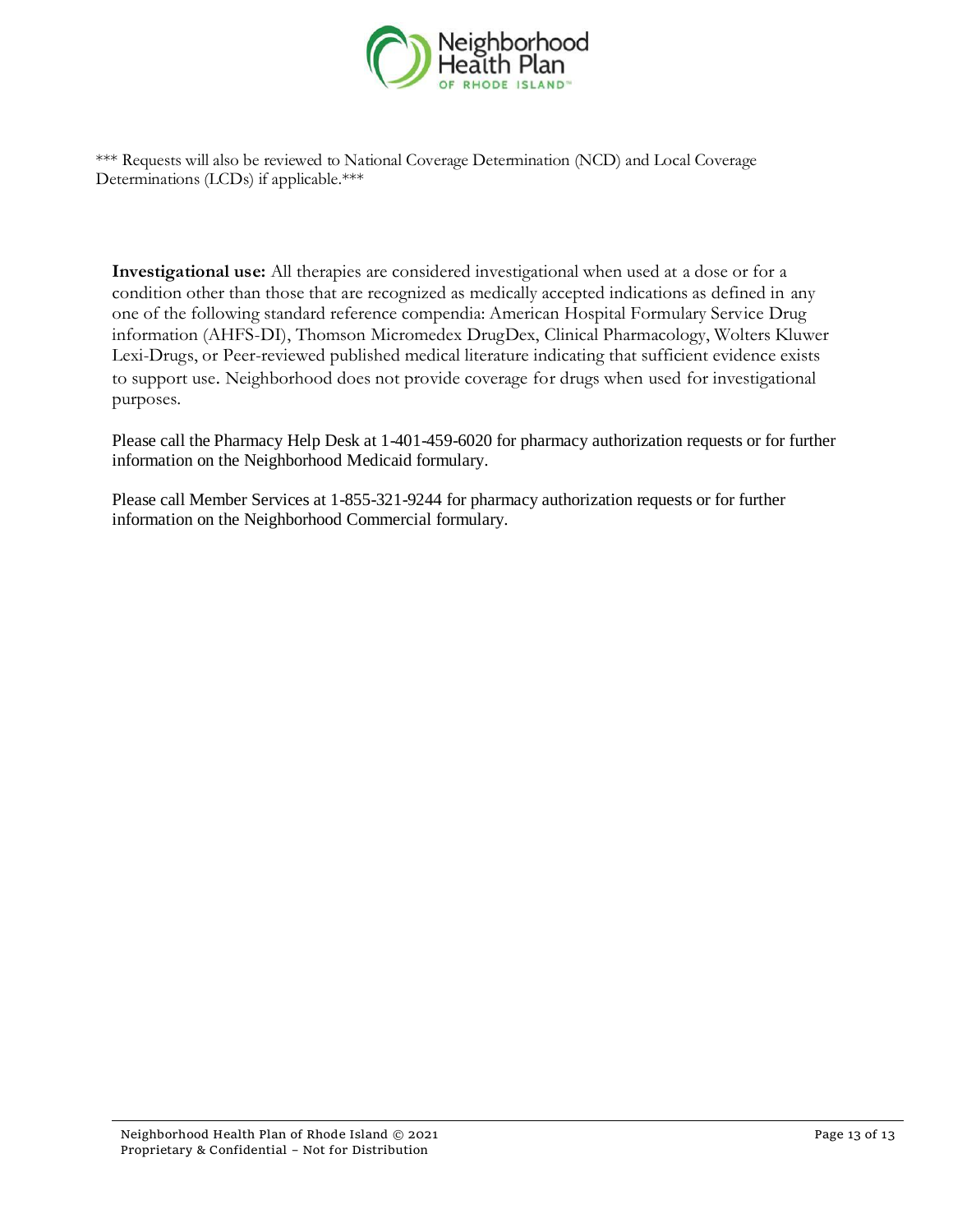*** Requests will also be reviewed to National Coverage Determination (NCD) and Local Coverage Determinations (LCDs) if applicable.***

**Investigational use:** All therapies are considered investigational when used at a dose or for a condition other than those that are recognized as medically accepted indications as defined in any one of the following standard reference compendia: American Hospital Formulary Service Drug information (AHFS-DI), Thomson Micromedex DrugDex, Clinical Pharmacology, Wolters Kluwer Lexi-Drugs, or Peer-reviewed published medical literature indicating that sufficient evidence exists to support use. Neighborhood does not provide coverage for drugs when used for investigational purposes.

Please call the Pharmacy Help Desk at 1-401-459-6020 for pharmacy authorization requests or for further information on the Neighborhood Medicaid formulary.

Please call Member Services at 1-855-321-9244 for pharmacy authorization requests or for further information on the Neighborhood Commercial formulary.